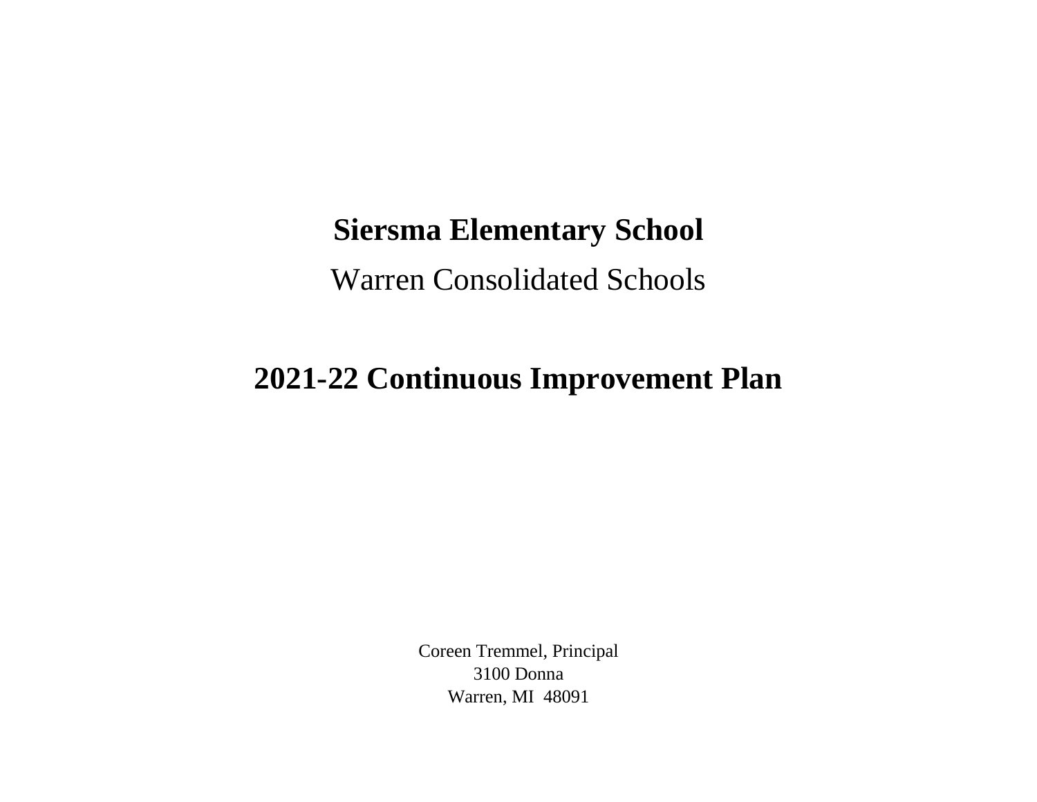# Siersma Elementary School

Warren Consolidated Schools

# 2021-22 Continuous Improvement Plan

Coreen Tremmel, Principal
3100 Donna
Warren, MI 48091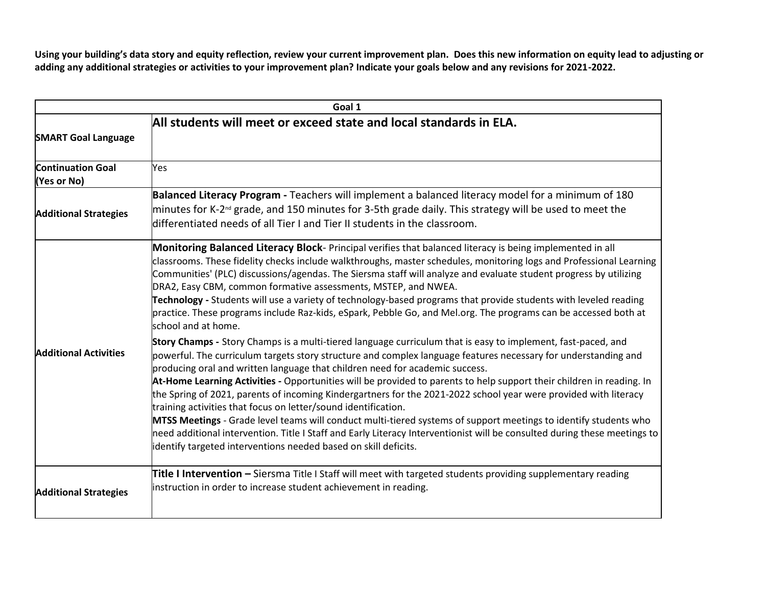**Using your building's data story and equity reflection, review your current improvement plan. Does this new information on equity lead to adjusting or adding any additional strategies or activities to your improvement plan? Indicate your goals below and any revisions for 2021-2022.**

| Goal 1 | |
|---|---|
| **SMART Goal Language** | **All students will meet or exceed state and local standards in ELA.** |
| **Continuation Goal (Yes or No)** | Yes |
| **Additional Strategies** | **Balanced Literacy Program -** Teachers will implement a balanced literacy model for a minimum of 180 minutes for K-2nd grade, and 150 minutes for 3-5th grade daily. This strategy will be used to meet the differentiated needs of all Tier I and Tier II students in the classroom. |
| **Additional Activities** | **Monitoring Balanced Literacy Block**- Principal verifies that balanced literacy is being implemented in all classrooms. These fidelity checks include walkthroughs, master schedules, monitoring logs and Professional Learning Communities' (PLC) discussions/agendas. The Siersma staff will analyze and evaluate student progress by utilizing DRA2, Easy CBM, common formative assessments, MSTEP, and NWEA.<br>**Technology -** Students will use a variety of technology-based programs that provide students with leveled reading practice. These programs include Raz-kids, eSpark, Pebble Go, and Mel.org. The programs can be accessed both at school and at home.<br>**Story Champs -** Story Champs is a multi-tiered language curriculum that is easy to implement, fast-paced, and powerful. The curriculum targets story structure and complex language features necessary for understanding and producing oral and written language that children need for academic success.<br>**At-Home Learning Activities -** Opportunities will be provided to parents to help support their children in reading. In the Spring of 2021, parents of incoming Kindergartners for the 2021-2022 school year were provided with literacy training activities that focus on letter/sound identification.<br>**MTSS Meetings** - Grade level teams will conduct multi-tiered systems of support meetings to identify students who need additional intervention. Title I Staff and Early Literacy Interventionist will be consulted during these meetings to identify targeted interventions needed based on skill deficits. |
| **Additional Strategies** | **Title I Intervention –** Siersma Title I Staff will meet with targeted students providing supplementary reading instruction in order to increase student achievement in reading. |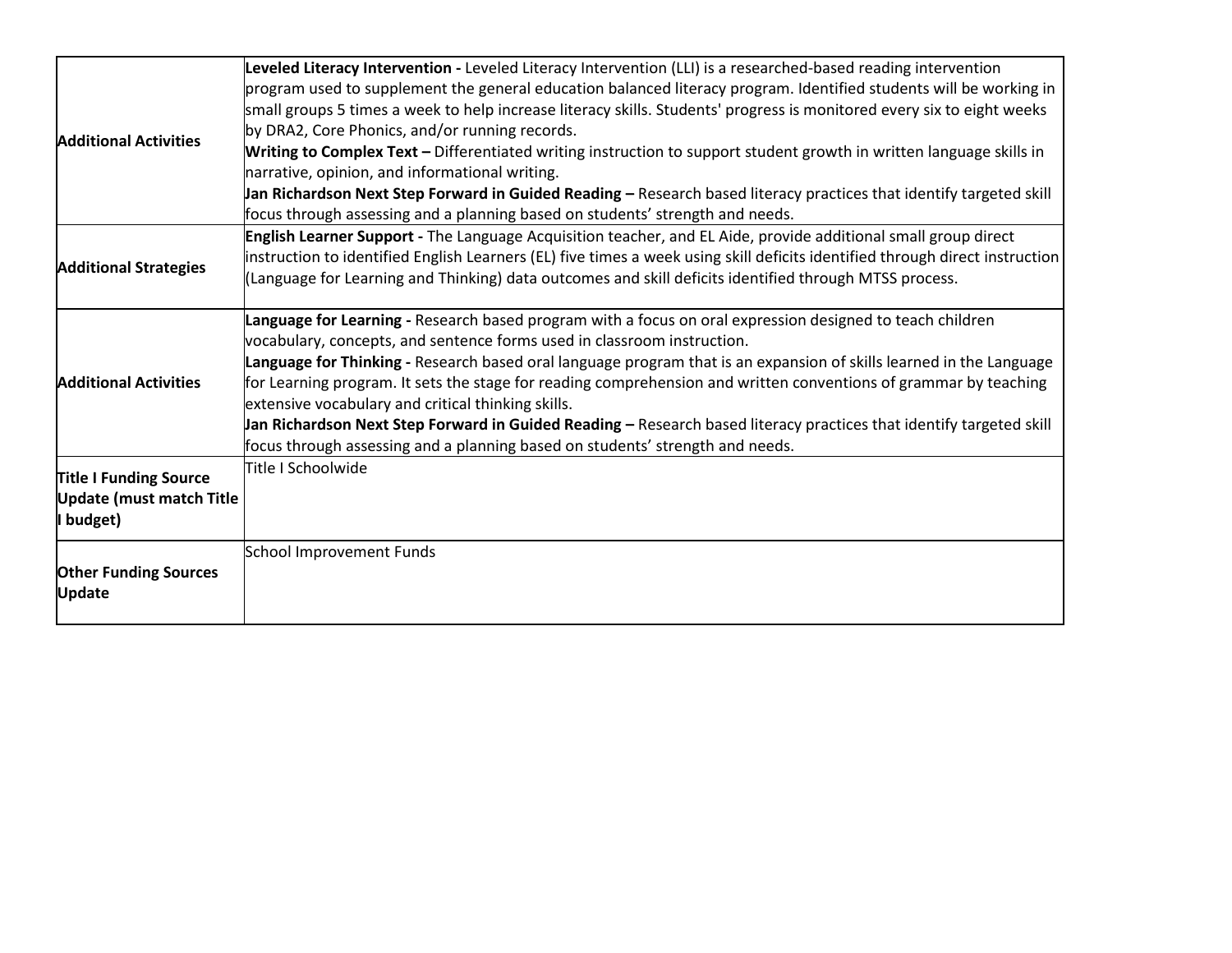| | |
|---|---|
| **Additional Activities** | **Leveled Literacy Intervention -** Leveled Literacy Intervention (LLI) is a researched-based reading intervention program used to supplement the general education balanced literacy program. Identified students will be working in small groups 5 times a week to help increase literacy skills. Students' progress is monitored every six to eight weeks by DRA2, Core Phonics, and/or running records.<br>**Writing to Complex Text –** Differentiated writing instruction to support student growth in written language skills in narrative, opinion, and informational writing.<br>**Jan Richardson Next Step Forward in Guided Reading –** Research based literacy practices that identify targeted skill focus through assessing and a planning based on students' strength and needs. |
| **Additional Strategies** | **English Learner Support -** The Language Acquisition teacher, and EL Aide, provide additional small group direct instruction to identified English Learners (EL) five times a week using skill deficits identified through direct instruction (Language for Learning and Thinking) data outcomes and skill deficits identified through MTSS process. |
| **Additional Activities** | **Language for Learning -** Research based program with a focus on oral expression designed to teach children vocabulary, concepts, and sentence forms used in classroom instruction.<br>**Language for Thinking -** Research based oral language program that is an expansion of skills learned in the Language for Learning program. It sets the stage for reading comprehension and written conventions of grammar by teaching extensive vocabulary and critical thinking skills.<br>**Jan Richardson Next Step Forward in Guided Reading –** Research based literacy practices that identify targeted skill focus through assessing and a planning based on students' strength and needs. |
| **Title I Funding Source Update (must match Title I budget)** | Title I Schoolwide |
| **Other Funding Sources Update** | School Improvement Funds |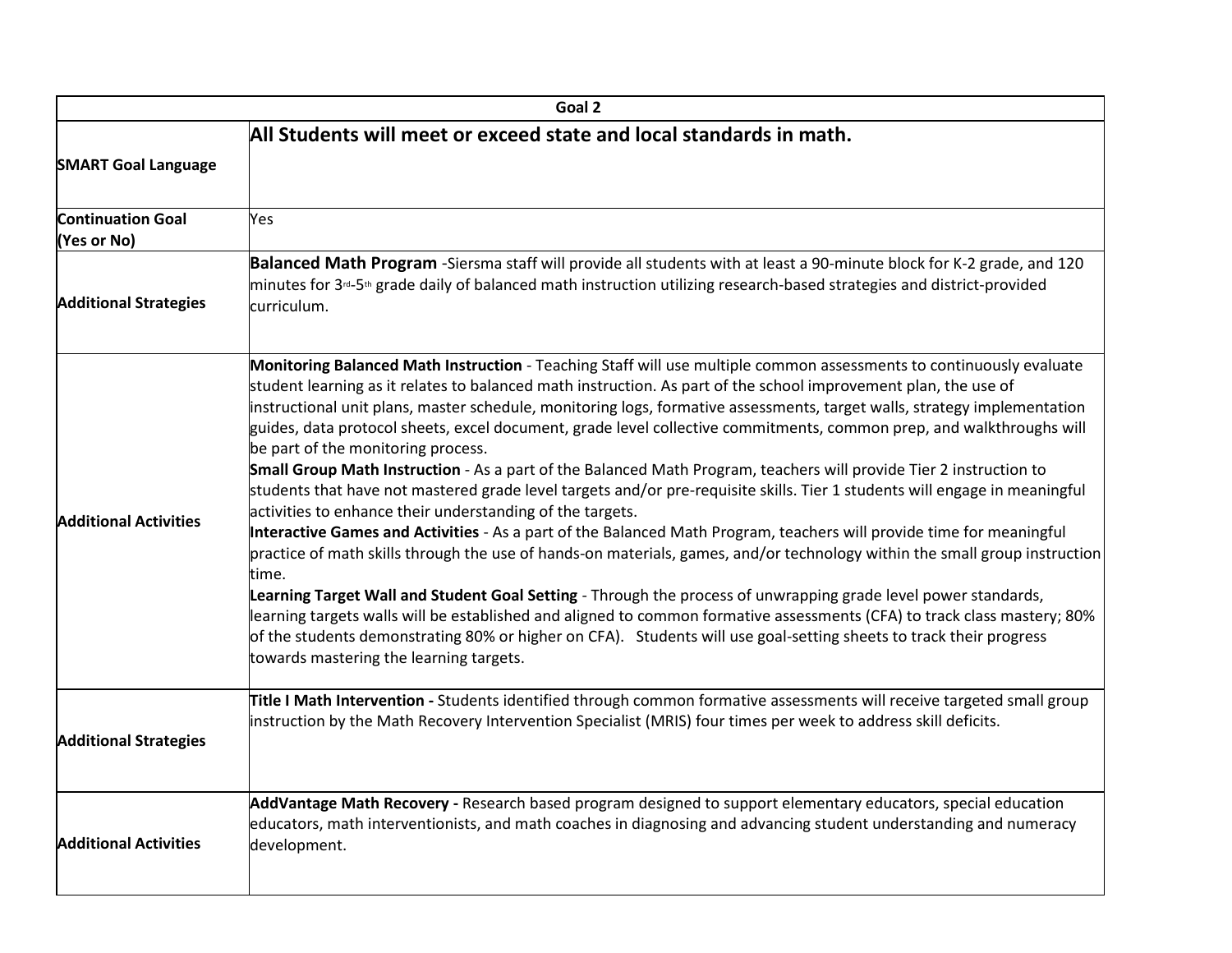| Goal 2 | |
|---|---|
| **SMART Goal Language** | **All Students will meet or exceed state and local standards in math.** |
| **Continuation Goal (Yes or No)** | Yes |
| **Additional Strategies** | **Balanced Math Program** -Siersma staff will provide all students with at least a 90-minute block for K-2 grade, and 120 minutes for 3rd-5th grade daily of balanced math instruction utilizing research-based strategies and district-provided curriculum. |
| **Additional Activities** | **Monitoring Balanced Math Instruction** - Teaching Staff will use multiple common assessments to continuously evaluate student learning as it relates to balanced math instruction. As part of the school improvement plan, the use of instructional unit plans, master schedule, monitoring logs, formative assessments, target walls, strategy implementation guides, data protocol sheets, excel document, grade level collective commitments, common prep, and walkthroughs will be part of the monitoring process.<br>**Small Group Math Instruction** - As a part of the Balanced Math Program, teachers will provide Tier 2 instruction to students that have not mastered grade level targets and/or pre-requisite skills. Tier 1 students will engage in meaningful activities to enhance their understanding of the targets.<br>**Interactive Games and Activities** - As a part of the Balanced Math Program, teachers will provide time for meaningful practice of math skills through the use of hands-on materials, games, and/or technology within the small group instruction time.<br>**Learning Target Wall and Student Goal Setting** - Through the process of unwrapping grade level power standards, learning targets walls will be established and aligned to common formative assessments (CFA) to track class mastery; 80% of the students demonstrating 80% or higher on CFA). Students will use goal-setting sheets to track their progress towards mastering the learning targets. |
| **Additional Strategies** | **Title I Math Intervention -** Students identified through common formative assessments will receive targeted small group instruction by the Math Recovery Intervention Specialist (MRIS) four times per week to address skill deficits. |
| **Additional Activities** | **AddVantage Math Recovery -** Research based program designed to support elementary educators, special education educators, math interventionists, and math coaches in diagnosing and advancing student understanding and numeracy development. |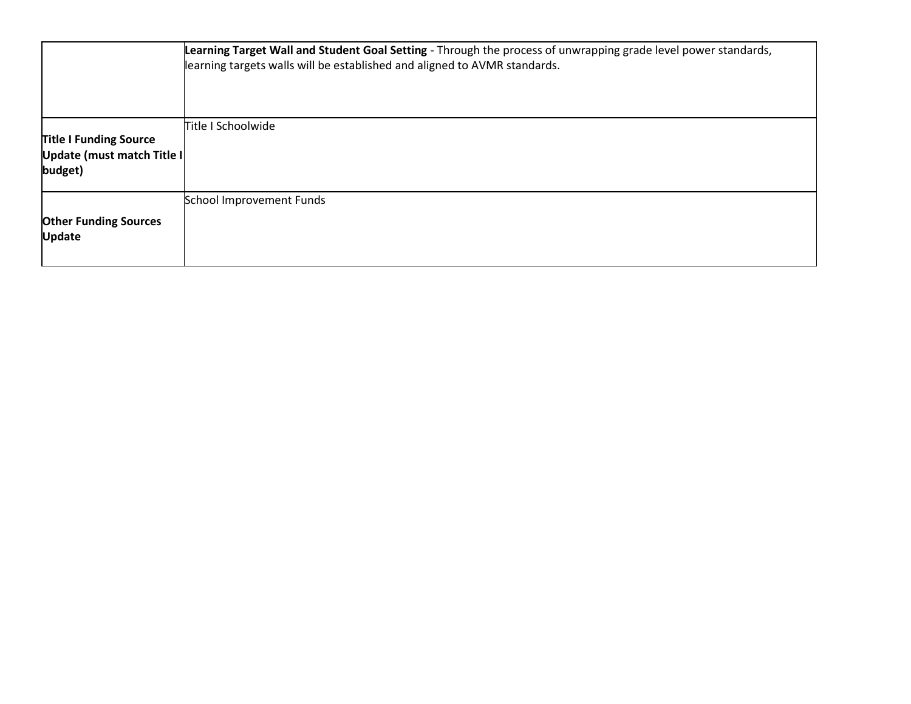| | |
|---|---|
| | **Learning Target Wall and Student Goal Setting** - Through the process of unwrapping grade level power standards, learning targets walls will be established and aligned to AVMR standards. |
| **Title I Funding Source Update (must match Title I budget)** | Title I Schoolwide |
| **Other Funding Sources Update** | School Improvement Funds |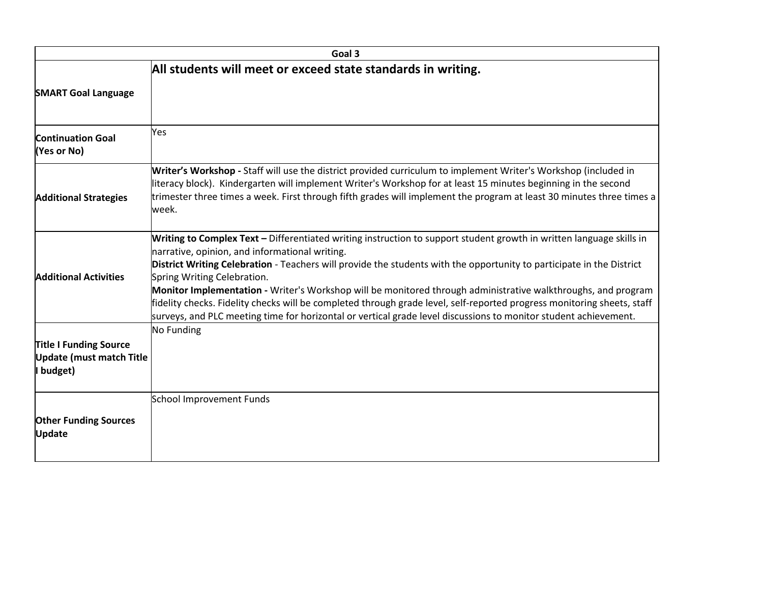| Goal 3 | |
|---|---|
| **SMART Goal Language** | **All students will meet or exceed state standards in writing.** |
| **Continuation Goal (Yes or No)** | Yes |
| **Additional Strategies** | **Writer's Workshop -** Staff will use the district provided curriculum to implement Writer's Workshop (included in literacy block). Kindergarten will implement Writer's Workshop for at least 15 minutes beginning in the second trimester three times a week. First through fifth grades will implement the program at least 30 minutes three times a week. |
| **Additional Activities** | **Writing to Complex Text –** Differentiated writing instruction to support student growth in written language skills in narrative, opinion, and informational writing.<br>**District Writing Celebration** - Teachers will provide the students with the opportunity to participate in the District Spring Writing Celebration.<br>**Monitor Implementation -** Writer's Workshop will be monitored through administrative walkthroughs, and program fidelity checks. Fidelity checks will be completed through grade level, self-reported progress monitoring sheets, staff surveys, and PLC meeting time for horizontal or vertical grade level discussions to monitor student achievement. |
| **Title I Funding Source Update (must match Title I budget)** | No Funding |
| **Other Funding Sources Update** | School Improvement Funds |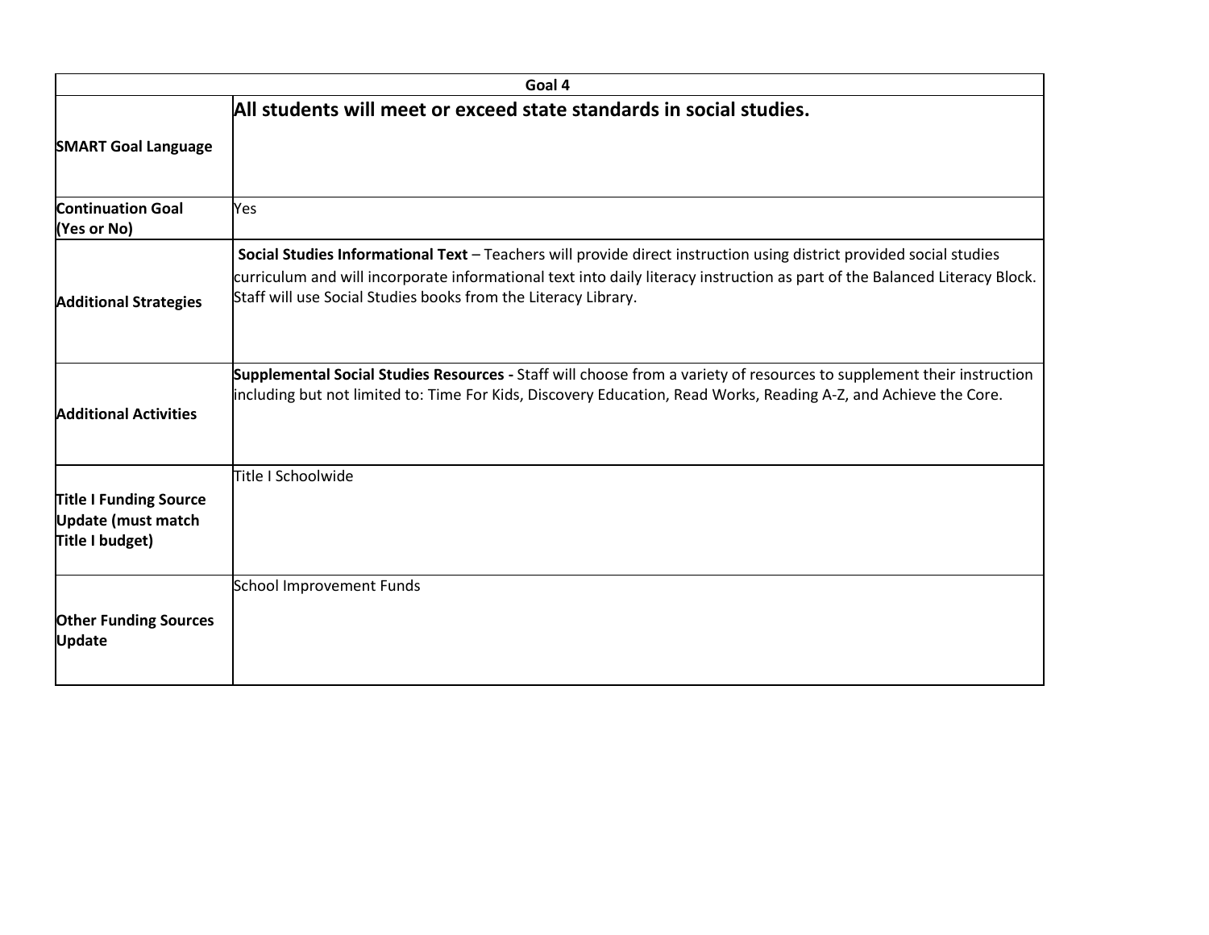| Goal 4 | |
|---|---|
| **SMART Goal Language** | **All students will meet or exceed state standards in social studies.** |
| **Continuation Goal (Yes or No)** | Yes |
| **Additional Strategies** | **Social Studies Informational Text** – Teachers will provide direct instruction using district provided social studies curriculum and will incorporate informational text into daily literacy instruction as part of the Balanced Literacy Block. Staff will use Social Studies books from the Literacy Library. |
| **Additional Activities** | **Supplemental Social Studies Resources -** Staff will choose from a variety of resources to supplement their instruction including but not limited to: Time For Kids, Discovery Education, Read Works, Reading A-Z, and Achieve the Core. |
| **Title I Funding Source Update (must match Title I budget)** | Title I Schoolwide |
| **Other Funding Sources Update** | School Improvement Funds |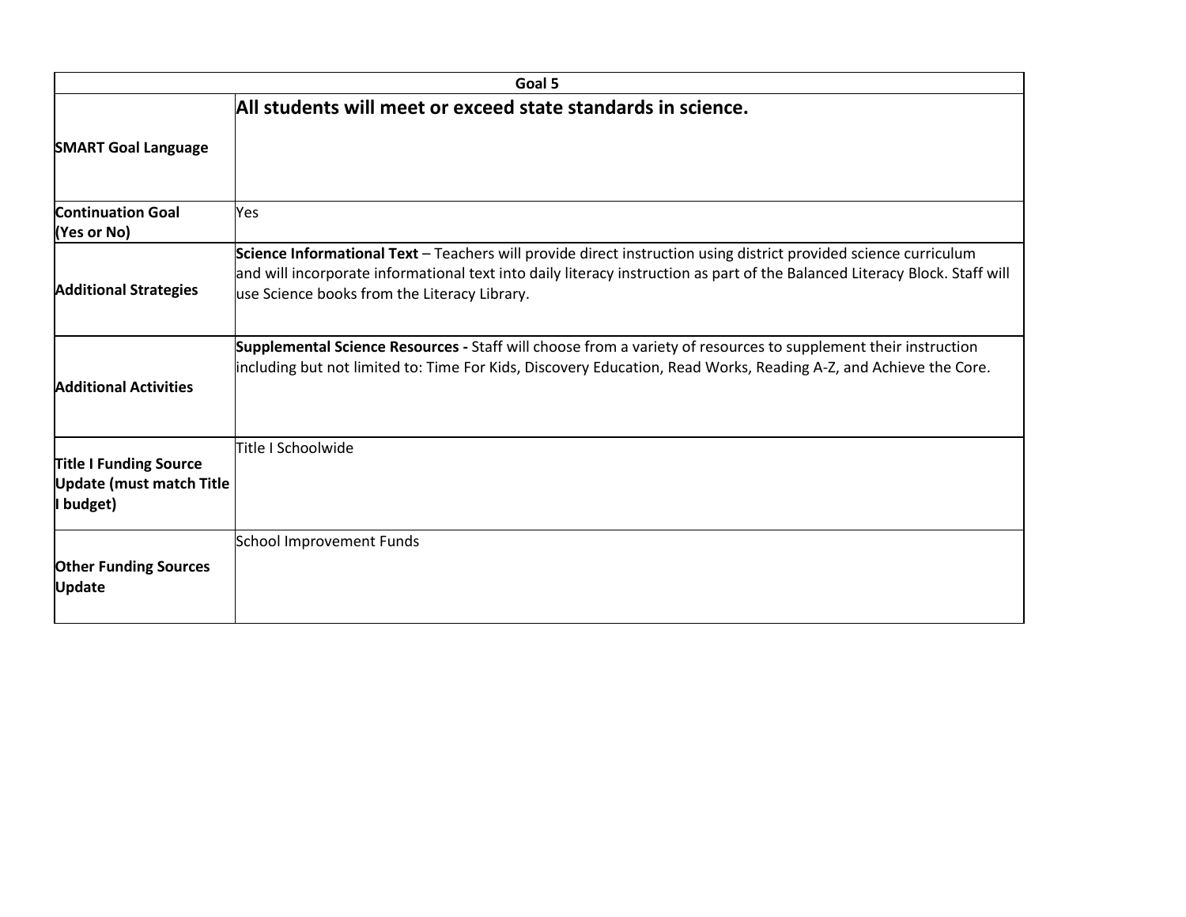| Goal 5 | |
|---|---|
| **SMART Goal Language** | **All students will meet or exceed state standards in science.** |
| **Continuation Goal (Yes or No)** | Yes |
| **Additional Strategies** | **Science Informational Text** – Teachers will provide direct instruction using district provided science curriculum and will incorporate informational text into daily literacy instruction as part of the Balanced Literacy Block. Staff will use Science books from the Literacy Library. |
| **Additional Activities** | **Supplemental Science Resources -** Staff will choose from a variety of resources to supplement their instruction including but not limited to: Time For Kids, Discovery Education, Read Works, Reading A-Z, and Achieve the Core. |
| **Title I Funding Source Update (must match Title I budget)** | Title I Schoolwide |
| **Other Funding Sources Update** | School Improvement Funds |